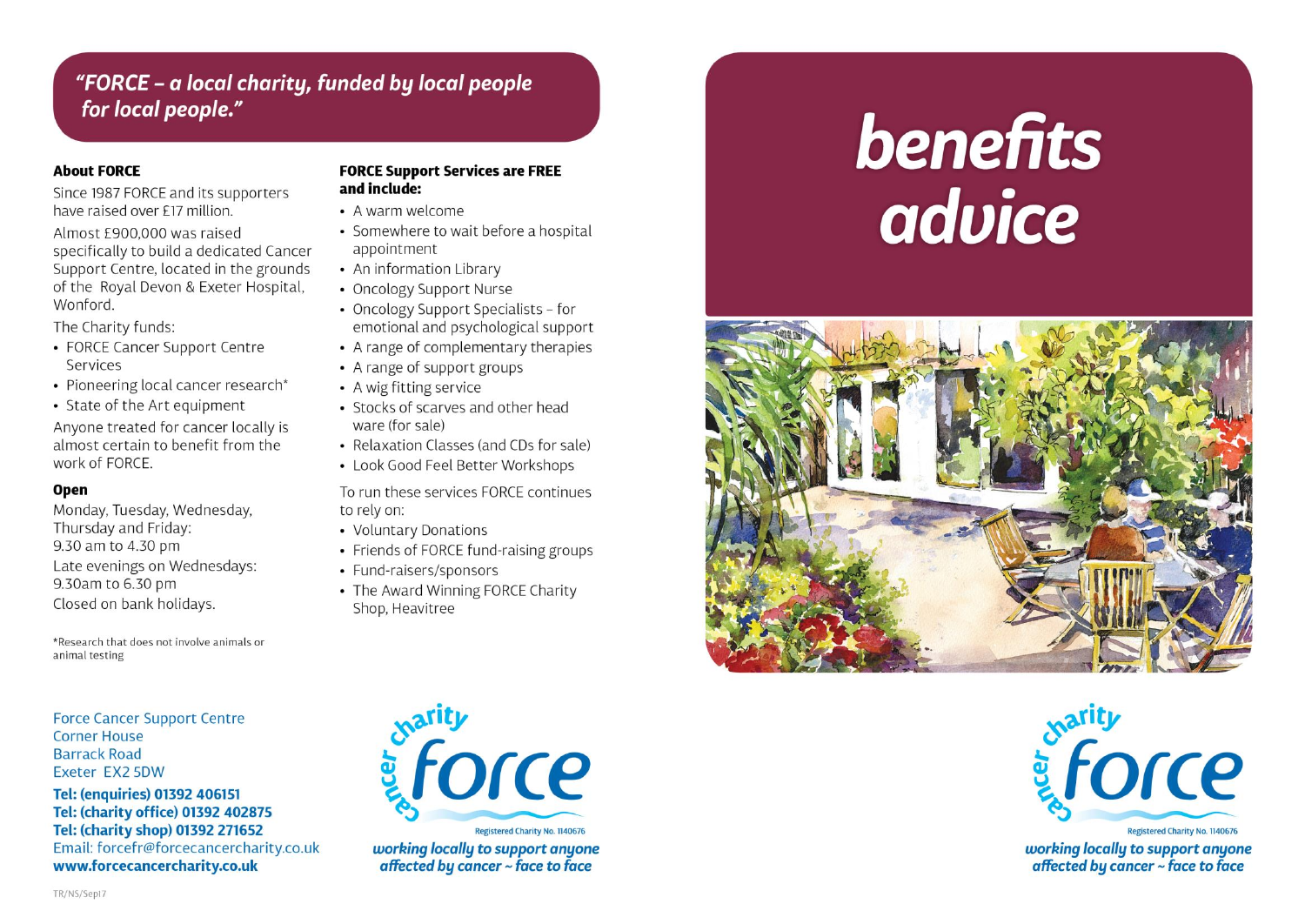## "FORCE – a local charity, funded by local people for local people."

### About FORCE

Since 1987 FORCE and its supporters have raised over £17 million.

Almost £900,000 was raised specifically to build a dedicated Cancer Support Centre, located in the grounds of the Royal Devon & Exeter Hospital, Wonford.

The Charity funds:

- FORCE Cancer Support Centre Services
- Pioneering local cancer research*
- State of the Art equipment

Anyone treated for cancer locally is almost certain to benefit from the work of FORCE.

### Open

Monday, Tuesday, Wednesday, Thursday and Friday:
9.30 am to 4.30 pm

Late evenings on Wednesdays:
9.30am to 6.30 pm

Closed on bank holidays.

*Research that does not involve animals or animal testing

### FORCE Support Services are FREE and include:

- A warm welcome
- Somewhere to wait before a hospital appointment
- An information Library
- Oncology Support Nurse
- Oncology Support Specialists – for emotional and psychological support
- A range of complementary therapies
- A range of support groups
- A wig fitting service
- Stocks of scarves and other head ware (for sale)
- Relaxation Classes (and CDs for sale)
- Look Good Feel Better Workshops

To run these services FORCE continues to rely on:

- Voluntary Donations
- Friends of FORCE fund-raising groups
- Fund-raisers/sponsors
- The Award Winning FORCE Charity Shop, Heavitree

Force Cancer Support Centre
Corner House
Barrack Road
Exeter EX2 5DW

**Tel: (enquiries) 01392 406151**
**Tel: (charity office) 01392 402875**
**Tel: (charity shop) 01392 271652**
Email: forcefr@forcecancercharity.co.uk
**www.forcecancercharity.co.uk**

cancer charity force

Registered Charity No. 1140676

*working locally to support anyone affected by cancer ~ face to face*

TR/NS/Sep17

# benefits advice

cancer charity force

Registered Charity No. 1140676

*working locally to support anyone affected by cancer ~ face to face*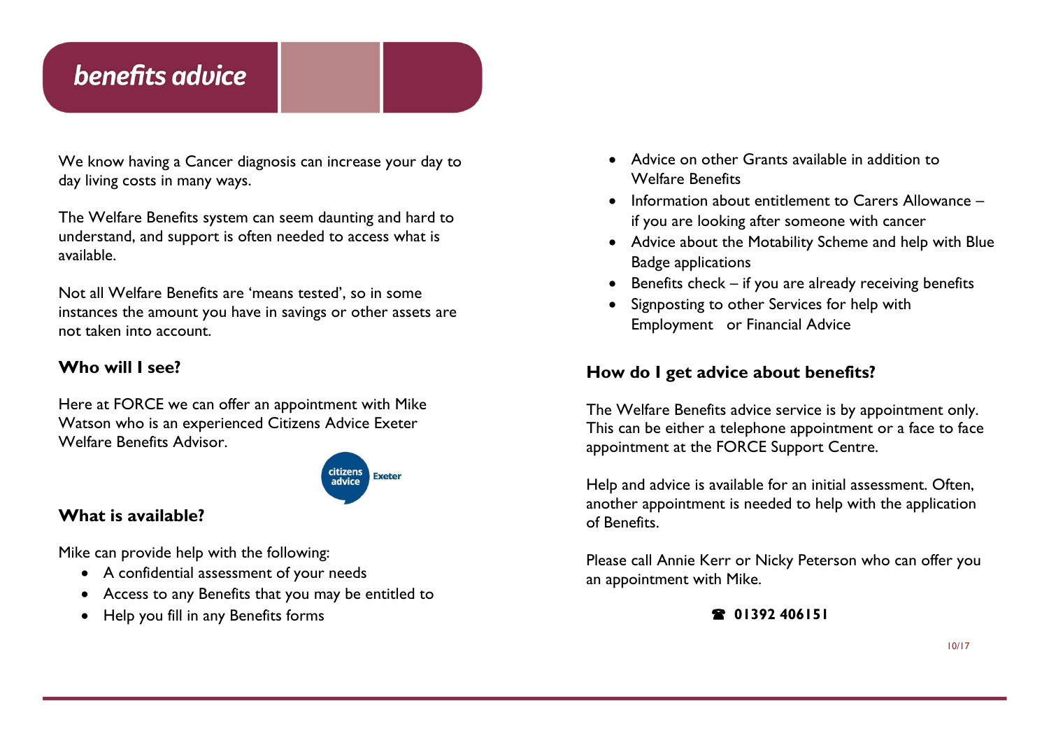# benefits advice

We know having a Cancer diagnosis can increase your day to day living costs in many ways.

The Welfare Benefits system can seem daunting and hard to understand, and support is often needed to access what is available.

Not all Welfare Benefits are 'means tested', so in some instances the amount you have in savings or other assets are not taken into account.

## Who will I see?

Here at FORCE we can offer an appointment with Mike Watson who is an experienced Citizens Advice Exeter Welfare Benefits Advisor.

## What is available?

Mike can provide help with the following:

- A confidential assessment of your needs
- Access to any Benefits that you may be entitled to
- Help you fill in any Benefits forms
- Advice on other Grants available in addition to Welfare Benefits
- Information about entitlement to Carers Allowance – if you are looking after someone with cancer
- Advice about the Motability Scheme and help with Blue Badge applications
- Benefits check – if you are already receiving benefits
- Signposting to other Services for help with Employment or Financial Advice

## How do I get advice about benefits?

The Welfare Benefits advice service is by appointment only. This can be either a telephone appointment or a face to face appointment at the FORCE Support Centre.

Help and advice is available for an initial assessment. Often, another appointment is needed to help with the application of Benefits.

Please call Annie Kerr or Nicky Peterson who can offer you an appointment with Mike.

☎ **01392 406151**

10/17